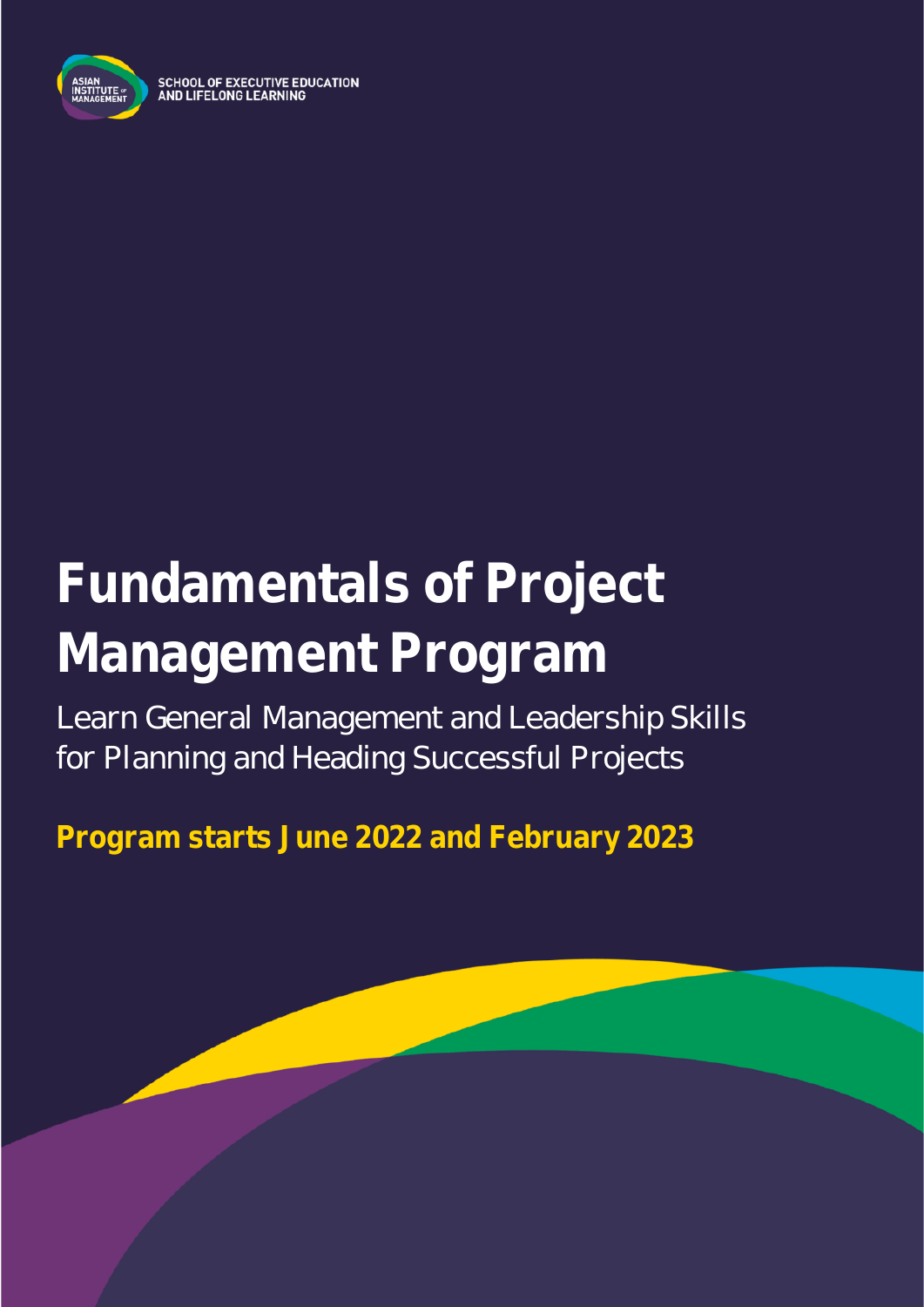SCHOOL OF EXECUTIVE EDUCATION
AND LIFELONG LEARNING

# Fundamentals of Project Management Program

Learn General Management and Leadership Skills for Planning and Heading Successful Projects

**Program starts June 2022 and February 2023**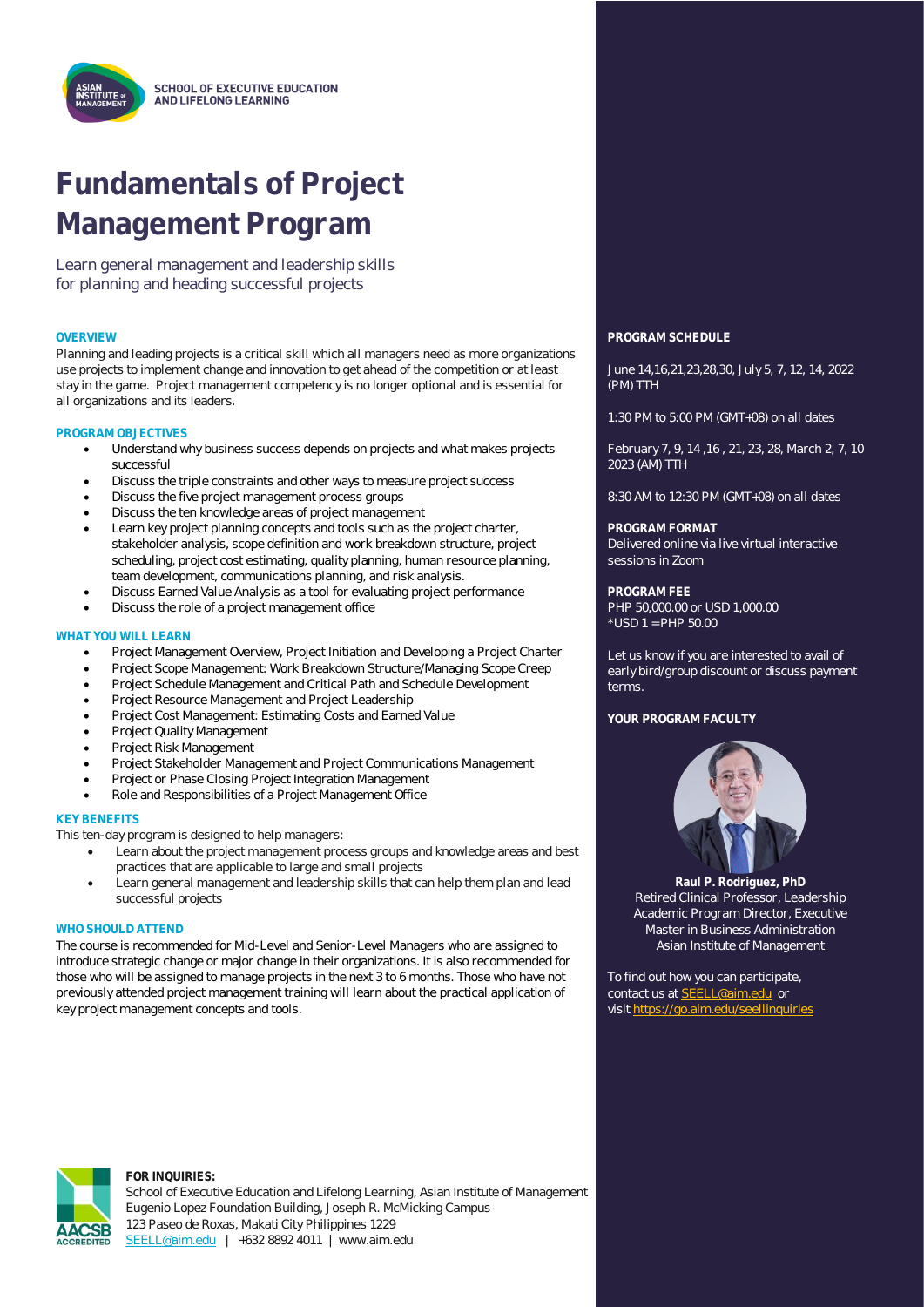SCHOOL OF EXECUTIVE EDUCATION AND LIFELONG LEARNING

# Fundamentals of Project Management Program

Learn general management and leadership skills for planning and heading successful projects

## OVERVIEW

Planning and leading projects is a critical skill which all managers need as more organizations use projects to implement change and innovation to get ahead of the competition or at least stay in the game. Project management competency is no longer optional and is essential for all organizations and its leaders.

## PROGRAM OBJECTIVES

- Understand why business success depends on projects and what makes projects successful
- Discuss the triple constraints and other ways to measure project success
- Discuss the five project management process groups
- Discuss the ten knowledge areas of project management
- Learn key project planning concepts and tools such as the project charter, stakeholder analysis, scope definition and work breakdown structure, project scheduling, project cost estimating, quality planning, human resource planning, team development, communications planning, and risk analysis.
- Discuss Earned Value Analysis as a tool for evaluating project performance
- Discuss the role of a project management office

## WHAT YOU WILL LEARN

- Project Management Overview, Project Initiation and Developing a Project Charter
- Project Scope Management: Work Breakdown Structure/Managing Scope Creep
- Project Schedule Management and Critical Path and Schedule Development
- Project Resource Management and Project Leadership
- Project Cost Management: Estimating Costs and Earned Value
- Project Quality Management
- Project Risk Management
- Project Stakeholder Management and Project Communications Management
- Project or Phase Closing Project Integration Management
- Role and Responsibilities of a Project Management Office

## KEY BENEFITS

This ten-day program is designed to help managers:

- Learn about the project management process groups and knowledge areas and best practices that are applicable to large and small projects
- Learn general management and leadership skills that can help them plan and lead successful projects

## WHO SHOULD ATTEND

The course is recommended for Mid-Level and Senior-Level Managers who are assigned to introduce strategic change or major change in their organizations. It is also recommended for those who will be assigned to manage projects in the next 3 to 6 months. Those who have not previously attended project management training will learn about the practical application of key project management concepts and tools.

## PROGRAM SCHEDULE

June 14,16,21,23,28,30, July 5, 7, 12, 14, 2022 (PM) TTH

1:30 PM to 5:00 PM (GMT+08) on all dates

February 7, 9, 14 ,16 , 21, 23, 28, March 2, 7, 10 2023 (AM) TTH

8:30 AM to 12:30 PM (GMT+08) on all dates

## PROGRAM FORMAT

Delivered online via live virtual interactive sessions in Zoom

## PROGRAM FEE

PHP 50,000.00 or USD 1,000.00
*USD 1 = PHP 50.00

Let us know if you are interested to avail of early bird/group discount or discuss payment terms.

## YOUR PROGRAM FACULTY

**Raul P. Rodriguez, PhD**
Retired Clinical Professor, Leadership
Academic Program Director, Executive Master in Business Administration
Asian Institute of Management

To find out how you can participate, contact us at SEELL@aim.edu or visit https://go.aim.edu/seellinquiries

**FOR INQUIRIES:**
School of Executive Education and Lifelong Learning, Asian Institute of Management
Eugenio Lopez Foundation Building, Joseph R. McMicking Campus
123 Paseo de Roxas, Makati City Philippines 1229
SEELL@aim.edu | +632 8892 4011 | www.aim.edu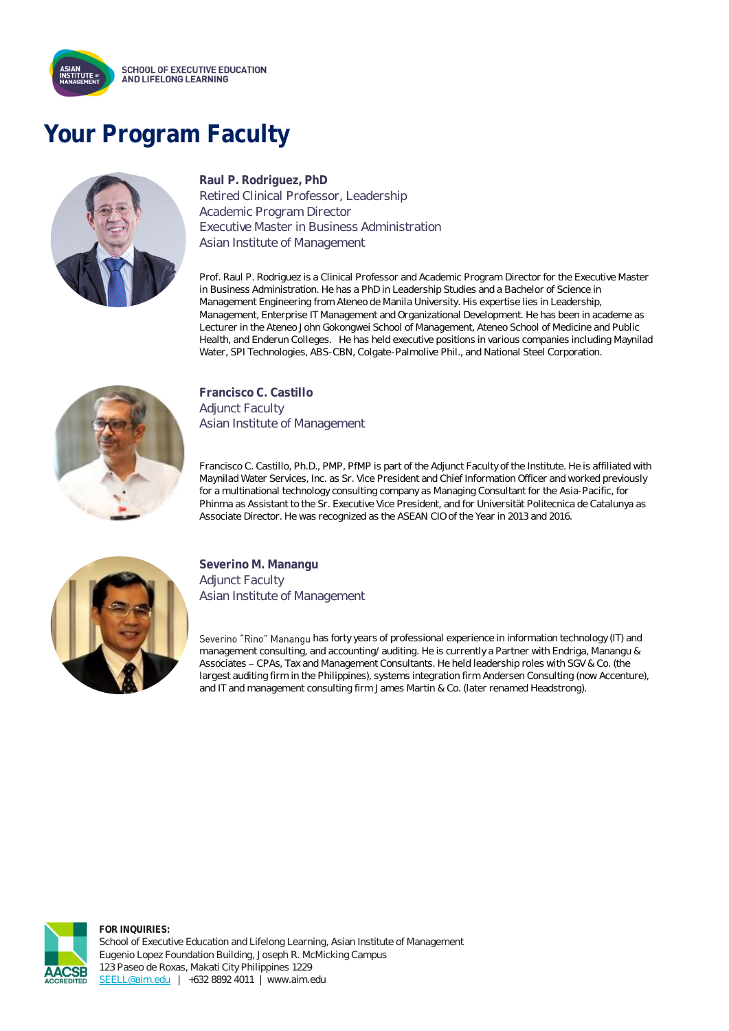# Your Program Faculty

**Raul P. Rodriguez, PhD**
Retired Clinical Professor, Leadership
Academic Program Director
Executive Master in Business Administration
Asian Institute of Management

Prof. Raul P. Rodriguez is a Clinical Professor and Academic Program Director for the Executive Master in Business Administration. He has a PhD in Leadership Studies and a Bachelor of Science in Management Engineering from Ateneo de Manila University. His expertise lies in Leadership, Management, Enterprise IT Management and Organizational Development. He has been in academe as Lecturer in the Ateneo John Gokongwei School of Management, Ateneo School of Medicine and Public Health, and Enderun Colleges. He has held executive positions in various companies including Maynilad Water, SPI Technologies, ABS-CBN, Colgate-Palmolive Phil., and National Steel Corporation.

**Francisco C. Castillo**
Adjunct Faculty
Asian Institute of Management

Francisco C. Castillo, Ph.D., PMP, PfMP is part of the Adjunct Faculty of the Institute. He is affiliated with Maynilad Water Services, Inc. as Sr. Vice President and Chief Information Officer and worked previously for a multinational technology consulting company as Managing Consultant for the Asia-Pacific, for Phinma as Assistant to the Sr. Executive Vice President, and for Universität Politecnica de Catalunya as Associate Director. He was recognized as the ASEAN CIO of the Year in 2013 and 2016.

**Severino M. Manangu**
Adjunct Faculty
Asian Institute of Management

Severino "Rino" Manangu has forty years of professional experience in information technology (IT) and management consulting, and accounting/ auditing. He is currently a Partner with Endriga, Manangu & Associates – CPAs, Tax and Management Consultants. He held leadership roles with SGV & Co. (the largest auditing firm in the Philippines), systems integration firm Andersen Consulting (now Accenture), and IT and management consulting firm James Martin & Co. (later renamed Headstrong).

**FOR INQUIRIES:**
School of Executive Education and Lifelong Learning, Asian Institute of Management
Eugenio Lopez Foundation Building, Joseph R. McMicking Campus
123 Paseo de Roxas, Makati City Philippines 1229
SEELL@aim.edu | +632 8892 4011 | www.aim.edu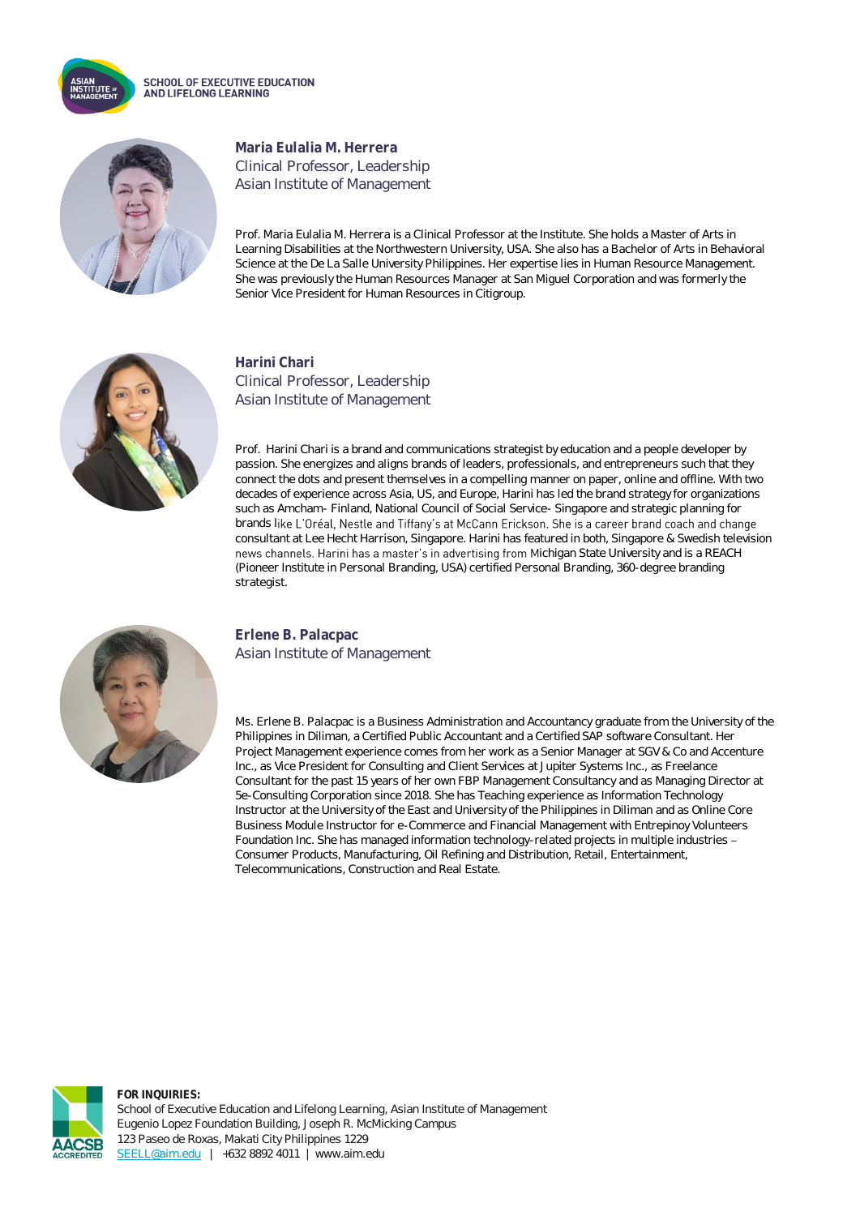### Maria Eulalia M. Herrera

Clinical Professor, Leadership
Asian Institute of Management

Prof. Maria Eulalia M. Herrera is a Clinical Professor at the Institute. She holds a Master of Arts in Learning Disabilities at the Northwestern University, USA. She also has a Bachelor of Arts in Behavioral Science at the De La Salle University Philippines. Her expertise lies in Human Resource Management. She was previously the Human Resources Manager at San Miguel Corporation and was formerly the Senior Vice President for Human Resources in Citigroup.

### Harini Chari

Clinical Professor, Leadership
Asian Institute of Management

Prof. Harini Chari is a brand and communications strategist by education and a people developer by passion. She energizes and aligns brands of leaders, professionals, and entrepreneurs such that they connect the dots and present themselves in a compelling manner on paper, online and offline. With two decades of experience across Asia, US, and Europe, Harini has led the brand strategy for organizations such as Amcham- Finland, National Council of Social Service- Singapore and strategic planning for brands like L'Oréal, Nestle and Tiffany's at McCann Erickson. She is a career brand coach and change consultant at Lee Hecht Harrison, Singapore. Harini has featured in both, Singapore & Swedish television news channels. Harini has a master's in advertising from Michigan State University and is a REACH (Pioneer Institute in Personal Branding, USA) certified Personal Branding, 360-degree branding strategist.

### Erlene B. Palacpac

Asian Institute of Management

Ms. Erlene B. Palacpac is a Business Administration and Accountancy graduate from the University of the Philippines in Diliman, a Certified Public Accountant and a Certified SAP software Consultant. Her Project Management experience comes from her work as a Senior Manager at SGV & Co and Accenture Inc., as Vice President for Consulting and Client Services at Jupiter Systems Inc., as Freelance Consultant for the past 15 years of her own FBP Management Consultancy and as Managing Director at 5e-Consulting Corporation since 2018. She has Teaching experience as Information Technology Instructor at the University of the East and University of the Philippines in Diliman and as Online Core Business Module Instructor for e-Commerce and Financial Management with Entrepinoy Volunteers Foundation Inc. She has managed information technology-related projects in multiple industries – Consumer Products, Manufacturing, Oil Refining and Distribution, Retail, Entertainment, Telecommunications, Construction and Real Estate.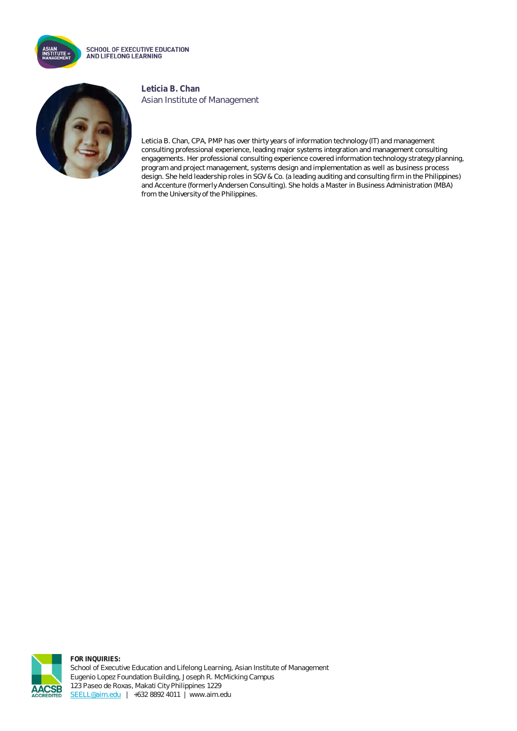**Leticia B. Chan**
Asian Institute of Management

Leticia B. Chan, CPA, PMP has over thirty years of information technology (IT) and management consulting professional experience, leading major systems integration and management consulting engagements. Her professional consulting experience covered information technology strategy planning, program and project management, systems design and implementation as well as business process design. She held leadership roles in SGV & Co. (a leading auditing and consulting firm in the Philippines) and Accenture (formerly Andersen Consulting). She holds a Master in Business Administration (MBA) from the University of the Philippines.

**FOR INQUIRIES:**
School of Executive Education and Lifelong Learning, Asian Institute of Management
Eugenio Lopez Foundation Building, Joseph R. McMicking Campus
123 Paseo de Roxas, Makati City Philippines 1229
SEELL@aim.edu | +632 8892 4011 | www.aim.edu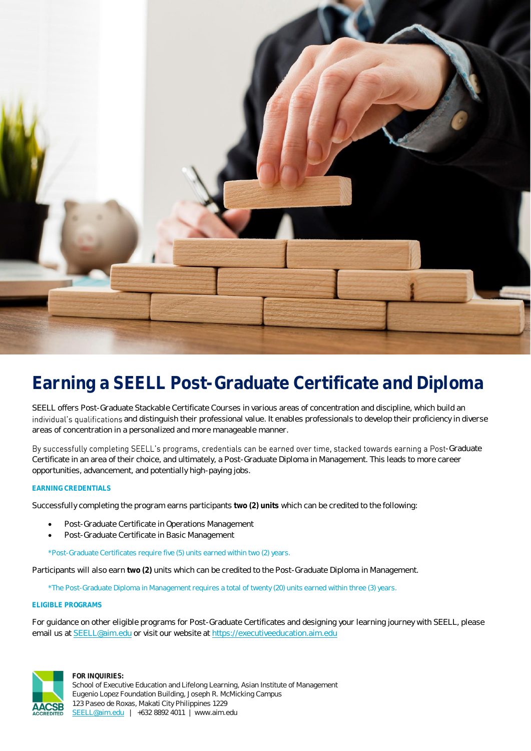# Earning a SEELL Post-Graduate Certificate and Diploma

SEELL offers Post-Graduate Stackable Certificate Courses in various areas of concentration and discipline, which build an individual's qualifications and distinguish their professional value. It enables professionals to develop their proficiency in diverse areas of concentration in a personalized and more manageable manner.

By successfully completing SEELL's programs, credentials can be earned over time, stacked towards earning a Post-Graduate Certificate in an area of their choice, and ultimately, a Post-Graduate Diploma in Management. This leads to more career opportunities, advancement, and potentially high-paying jobs.

### EARNING CREDENTIALS

Successfully completing the program earns participants **two (2) units** which can be credited to the following:

- Post-Graduate Certificate in Operations Management
- Post-Graduate Certificate in Basic Management

*Post-Graduate Certificates require five (5) units earned within two (2) years.

Participants will also earn **two (2)** units which can be credited to the Post-Graduate Diploma in Management.

*The Post-Graduate Diploma in Management requires a total of twenty (20) units earned within three (3) years.

### ELIGIBLE PROGRAMS

For guidance on other eligible programs for Post-Graduate Certificates and designing your learning journey with SEELL, please email us at SEELL@aim.edu or visit our website at https://executiveeducation.aim.edu

AACSB ACCREDITED

**FOR INQUIRIES:**
School of Executive Education and Lifelong Learning, Asian Institute of Management
Eugenio Lopez Foundation Building, Joseph R. McMicking Campus
123 Paseo de Roxas, Makati City Philippines 1229
SEELL@aim.edu | +632 8892 4011 | www.aim.edu